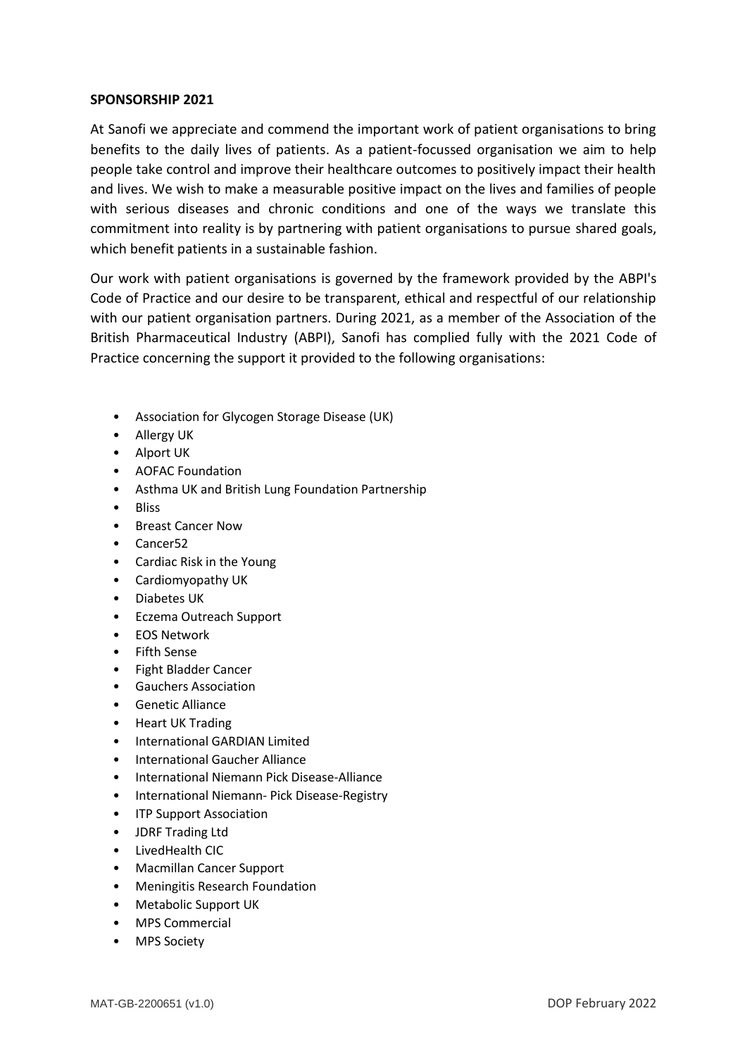**SPONSORSHIP 2021**

At Sanofi we appreciate and commend the important work of patient organisations to bring benefits to the daily lives of patients. As a patient-focussed organisation we aim to help people take control and improve their healthcare outcomes to positively impact their health and lives. We wish to make a measurable positive impact on the lives and families of people with serious diseases and chronic conditions and one of the ways we translate this commitment into reality is by partnering with patient organisations to pursue shared goals, which benefit patients in a sustainable fashion.

Our work with patient organisations is governed by the framework provided by the ABPI's Code of Practice and our desire to be transparent, ethical and respectful of our relationship with our patient organisation partners. During 2021, as a member of the Association of the British Pharmaceutical Industry (ABPI), Sanofi has complied fully with the 2021 Code of Practice concerning the support it provided to the following organisations:

- Association for Glycogen Storage Disease (UK)
- Allergy UK
- Alport UK
- AOFAC Foundation
- Asthma UK and British Lung Foundation Partnership
- Bliss
- Breast Cancer Now
- Cancer52
- Cardiac Risk in the Young
- Cardiomyopathy UK
- Diabetes UK
- Eczema Outreach Support
- EOS Network
- Fifth Sense
- Fight Bladder Cancer
- Gauchers Association
- Genetic Alliance
- Heart UK Trading
- International GARDIAN Limited
- International Gaucher Alliance
- International Niemann Pick Disease-Alliance
- International Niemann- Pick Disease-Registry
- ITP Support Association
- JDRF Trading Ltd
- LivedHealth CIC
- Macmillan Cancer Support
- Meningitis Research Foundation
- Metabolic Support UK
- MPS Commercial
- MPS Society

MAT-GB-2200651 (v1.0) DOP February 2022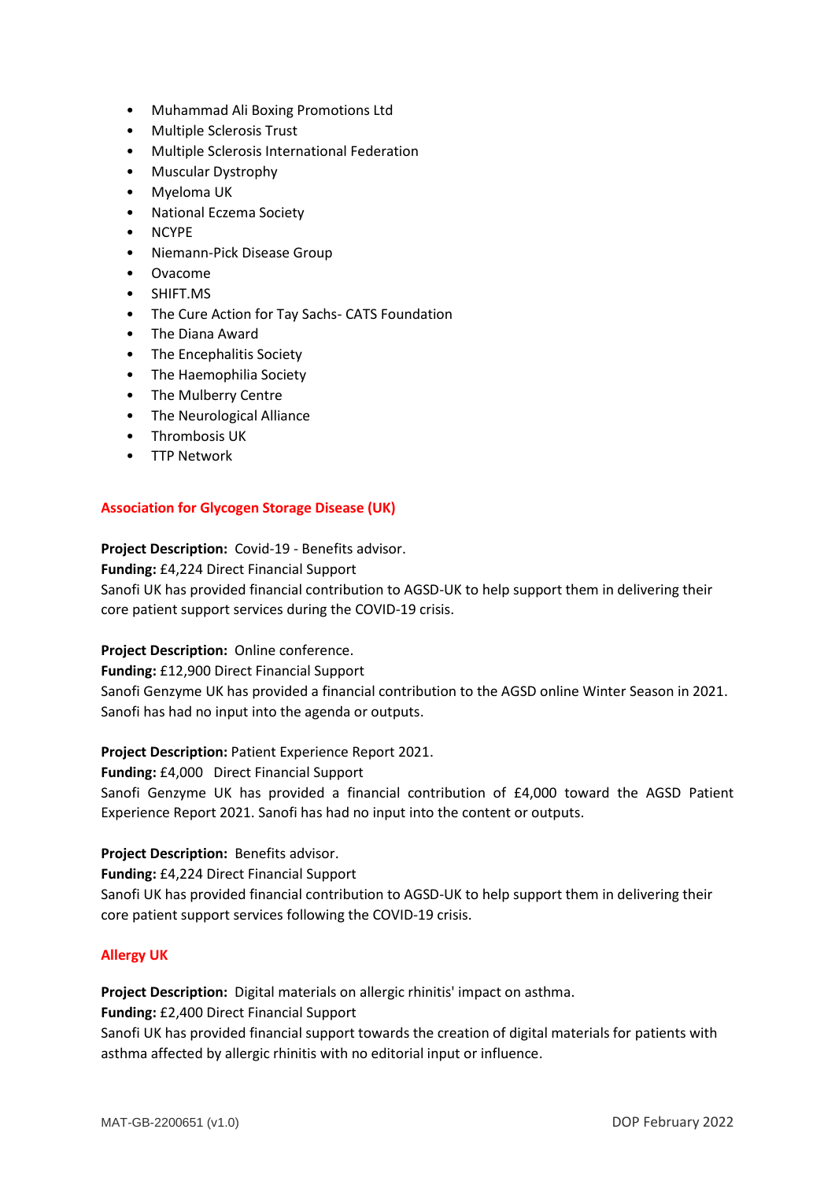- Muhammad Ali Boxing Promotions Ltd
- Multiple Sclerosis Trust
- Multiple Sclerosis International Federation
- Muscular Dystrophy
- Myeloma UK
- National Eczema Society
- NCYPE
- Niemann-Pick Disease Group
- Ovacome
- SHIFT.MS
- The Cure Action for Tay Sachs- CATS Foundation
- The Diana Award
- The Encephalitis Society
- The Haemophilia Society
- The Mulberry Centre
- The Neurological Alliance
- Thrombosis UK
- TTP Network

## Association for Glycogen Storage Disease (UK)

**Project Description:** Covid-19 - Benefits advisor.
**Funding:** £4,224 Direct Financial Support
Sanofi UK has provided financial contribution to AGSD-UK to help support them in delivering their core patient support services during the COVID-19 crisis.

**Project Description:** Online conference.
**Funding:** £12,900 Direct Financial Support
Sanofi Genzyme UK has provided a financial contribution to the AGSD online Winter Season in 2021. Sanofi has had no input into the agenda or outputs.

**Project Description:** Patient Experience Report 2021.
**Funding:** £4,000 Direct Financial Support
Sanofi Genzyme UK has provided a financial contribution of £4,000 toward the AGSD Patient Experience Report 2021. Sanofi has had no input into the content or outputs.

**Project Description:** Benefits advisor.
**Funding:** £4,224 Direct Financial Support
Sanofi UK has provided financial contribution to AGSD-UK to help support them in delivering their core patient support services following the COVID-19 crisis.

## Allergy UK

**Project Description:** Digital materials on allergic rhinitis' impact on asthma.
**Funding:** £2,400 Direct Financial Support
Sanofi UK has provided financial support towards the creation of digital materials for patients with asthma affected by allergic rhinitis with no editorial input or influence.

MAT-GB-2200651 (v1.0) DOP February 2022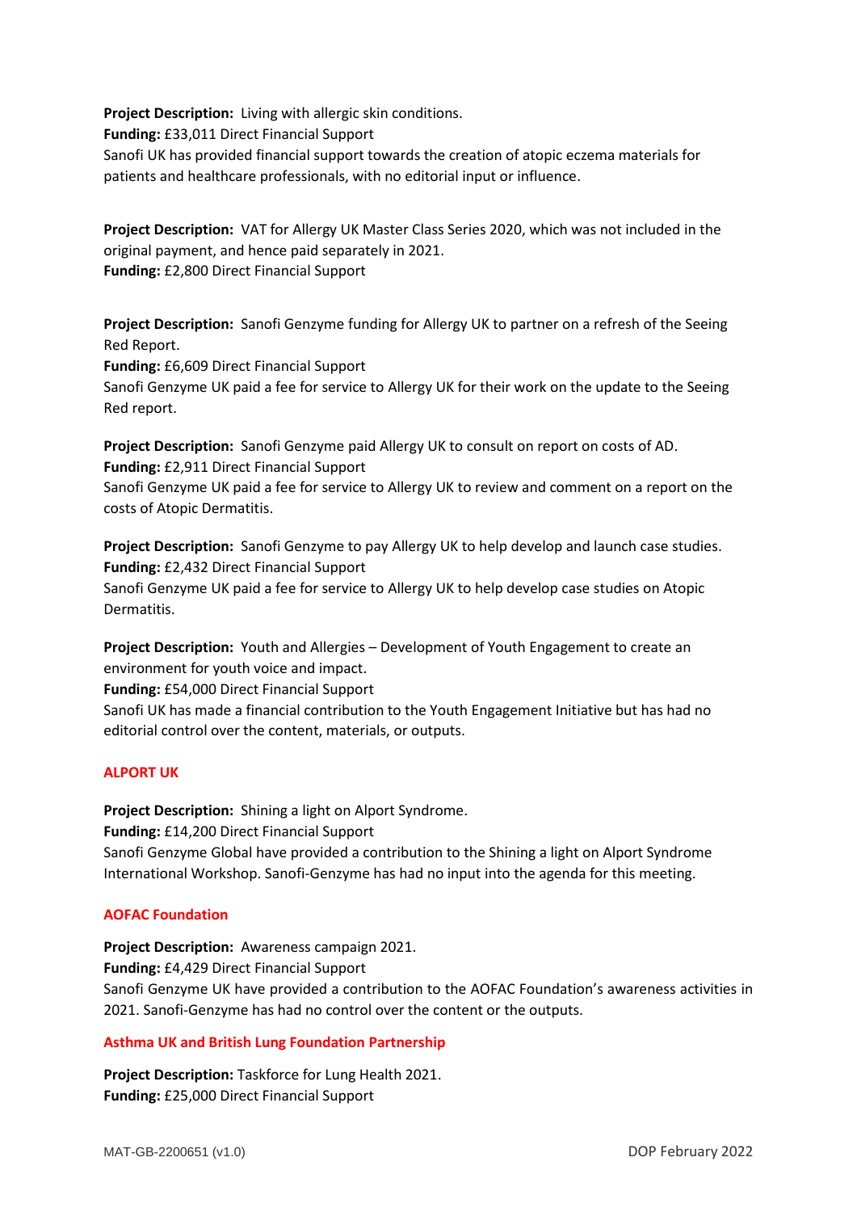**Project Description:** Living with allergic skin conditions.
**Funding:** £33,011 Direct Financial Support
Sanofi UK has provided financial support towards the creation of atopic eczema materials for patients and healthcare professionals, with no editorial input or influence.

**Project Description:** VAT for Allergy UK Master Class Series 2020, which was not included in the original payment, and hence paid separately in 2021.
**Funding:** £2,800 Direct Financial Support

**Project Description:** Sanofi Genzyme funding for Allergy UK to partner on a refresh of the Seeing Red Report.
**Funding:** £6,609 Direct Financial Support
Sanofi Genzyme UK paid a fee for service to Allergy UK for their work on the update to the Seeing Red report.

**Project Description:** Sanofi Genzyme paid Allergy UK to consult on report on costs of AD.
**Funding:** £2,911 Direct Financial Support
Sanofi Genzyme UK paid a fee for service to Allergy UK to review and comment on a report on the costs of Atopic Dermatitis.

**Project Description:** Sanofi Genzyme to pay Allergy UK to help develop and launch case studies.
**Funding:** £2,432 Direct Financial Support
Sanofi Genzyme UK paid a fee for service to Allergy UK to help develop case studies on Atopic Dermatitis.

**Project Description:** Youth and Allergies – Development of Youth Engagement to create an environment for youth voice and impact.
**Funding:** £54,000 Direct Financial Support
Sanofi UK has made a financial contribution to the Youth Engagement Initiative but has had no editorial control over the content, materials, or outputs.

## ALPORT UK

**Project Description:** Shining a light on Alport Syndrome.
**Funding:** £14,200 Direct Financial Support
Sanofi Genzyme Global have provided a contribution to the Shining a light on Alport Syndrome International Workshop. Sanofi-Genzyme has had no input into the agenda for this meeting.

## AOFAC Foundation

**Project Description:** Awareness campaign 2021.
**Funding:** £4,429 Direct Financial Support
Sanofi Genzyme UK have provided a contribution to the AOFAC Foundation's awareness activities in 2021. Sanofi-Genzyme has had no control over the content or the outputs.

## Asthma UK and British Lung Foundation Partnership

**Project Description:** Taskforce for Lung Health 2021.
**Funding:** £25,000 Direct Financial Support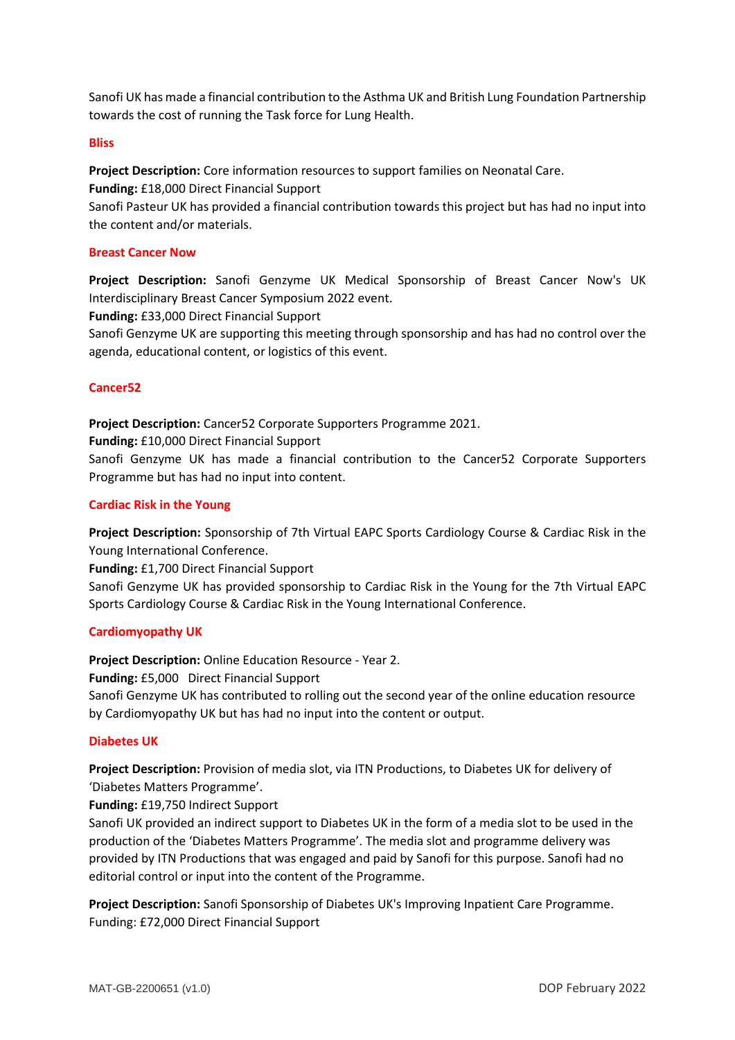Sanofi UK has made a financial contribution to the Asthma UK and British Lung Foundation Partnership towards the cost of running the Task force for Lung Health.

### Bliss

**Project Description:** Core information resources to support families on Neonatal Care.
**Funding:** £18,000 Direct Financial Support
Sanofi Pasteur UK has provided a financial contribution towards this project but has had no input into the content and/or materials.

### Breast Cancer Now

**Project Description:** Sanofi Genzyme UK Medical Sponsorship of Breast Cancer Now's UK Interdisciplinary Breast Cancer Symposium 2022 event.
**Funding:** £33,000 Direct Financial Support
Sanofi Genzyme UK are supporting this meeting through sponsorship and has had no control over the agenda, educational content, or logistics of this event.

### Cancer52

**Project Description:** Cancer52 Corporate Supporters Programme 2021.
**Funding:** £10,000 Direct Financial Support
Sanofi Genzyme UK has made a financial contribution to the Cancer52 Corporate Supporters Programme but has had no input into content.

### Cardiac Risk in the Young

**Project Description:** Sponsorship of 7th Virtual EAPC Sports Cardiology Course & Cardiac Risk in the Young International Conference.
**Funding:** £1,700 Direct Financial Support
Sanofi Genzyme UK has provided sponsorship to Cardiac Risk in the Young for the 7th Virtual EAPC Sports Cardiology Course & Cardiac Risk in the Young International Conference.

### Cardiomyopathy UK

**Project Description:** Online Education Resource - Year 2.
**Funding:** £5,000 Direct Financial Support
Sanofi Genzyme UK has contributed to rolling out the second year of the online education resource by Cardiomyopathy UK but has had no input into the content or output.

### Diabetes UK

**Project Description:** Provision of media slot, via ITN Productions, to Diabetes UK for delivery of 'Diabetes Matters Programme'.
**Funding:** £19,750 Indirect Support
Sanofi UK provided an indirect support to Diabetes UK in the form of a media slot to be used in the production of the 'Diabetes Matters Programme'. The media slot and programme delivery was provided by ITN Productions that was engaged and paid by Sanofi for this purpose. Sanofi had no editorial control or input into the content of the Programme.

**Project Description:** Sanofi Sponsorship of Diabetes UK's Improving Inpatient Care Programme.
Funding: £72,000 Direct Financial Support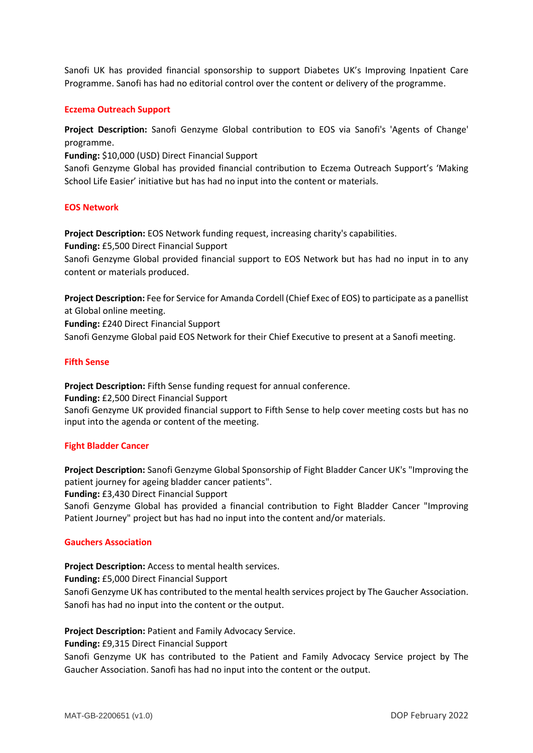Sanofi UK has provided financial sponsorship to support Diabetes UK's Improving Inpatient Care Programme. Sanofi has had no editorial control over the content or delivery of the programme.

### Eczema Outreach Support

**Project Description:** Sanofi Genzyme Global contribution to EOS via Sanofi's 'Agents of Change' programme.
**Funding:** $10,000 (USD) Direct Financial Support
Sanofi Genzyme Global has provided financial contribution to Eczema Outreach Support's 'Making School Life Easier' initiative but has had no input into the content or materials.

### EOS Network

**Project Description:** EOS Network funding request, increasing charity's capabilities.
**Funding:** £5,500 Direct Financial Support
Sanofi Genzyme Global provided financial support to EOS Network but has had no input in to any content or materials produced.

**Project Description:** Fee for Service for Amanda Cordell (Chief Exec of EOS) to participate as a panellist at Global online meeting.
**Funding:** £240 Direct Financial Support
Sanofi Genzyme Global paid EOS Network for their Chief Executive to present at a Sanofi meeting.

### Fifth Sense

**Project Description:** Fifth Sense funding request for annual conference.
**Funding:** £2,500 Direct Financial Support
Sanofi Genzyme UK provided financial support to Fifth Sense to help cover meeting costs but has no input into the agenda or content of the meeting.

### Fight Bladder Cancer

**Project Description:** Sanofi Genzyme Global Sponsorship of Fight Bladder Cancer UK's "Improving the patient journey for ageing bladder cancer patients".
**Funding:** £3,430 Direct Financial Support
Sanofi Genzyme Global has provided a financial contribution to Fight Bladder Cancer "Improving Patient Journey" project but has had no input into the content and/or materials.

### Gauchers Association

**Project Description:** Access to mental health services.
**Funding:** £5,000 Direct Financial Support
Sanofi Genzyme UK has contributed to the mental health services project by The Gaucher Association. Sanofi has had no input into the content or the output.

**Project Description:** Patient and Family Advocacy Service.
**Funding:** £9,315 Direct Financial Support
Sanofi Genzyme UK has contributed to the Patient and Family Advocacy Service project by The Gaucher Association. Sanofi has had no input into the content or the output.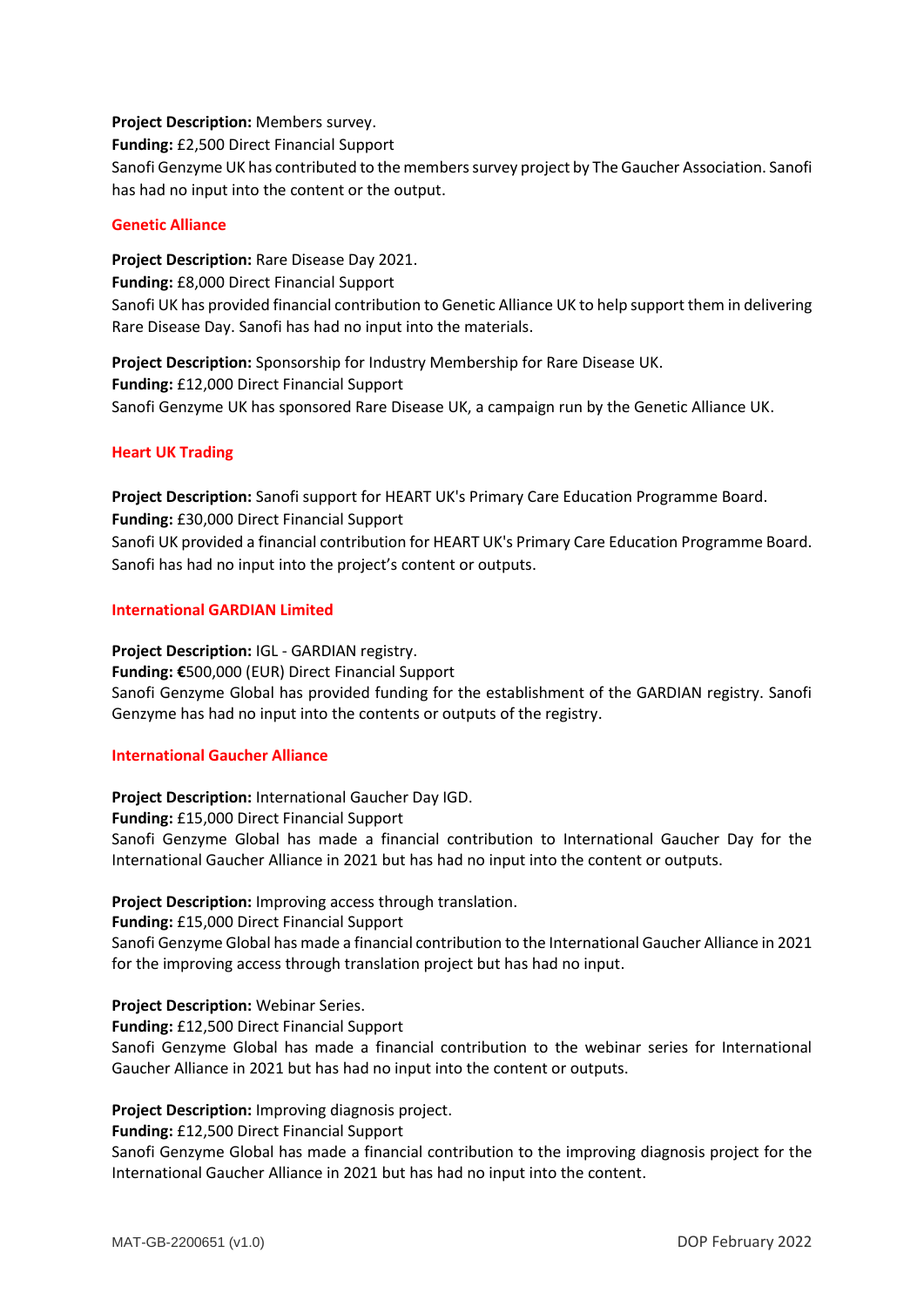**Project Description:** Members survey.
**Funding:** £2,500 Direct Financial Support
Sanofi Genzyme UK has contributed to the members survey project by The Gaucher Association. Sanofi has had no input into the content or the output.

### Genetic Alliance

**Project Description:** Rare Disease Day 2021.
**Funding:** £8,000 Direct Financial Support
Sanofi UK has provided financial contribution to Genetic Alliance UK to help support them in delivering Rare Disease Day. Sanofi has had no input into the materials.

**Project Description:** Sponsorship for Industry Membership for Rare Disease UK.
**Funding:** £12,000 Direct Financial Support
Sanofi Genzyme UK has sponsored Rare Disease UK, a campaign run by the Genetic Alliance UK.

### Heart UK Trading

**Project Description:** Sanofi support for HEART UK's Primary Care Education Programme Board.
**Funding:** £30,000 Direct Financial Support
Sanofi UK provided a financial contribution for HEART UK's Primary Care Education Programme Board. Sanofi has had no input into the project's content or outputs.

### International GARDIAN Limited

**Project Description:** IGL - GARDIAN registry.
**Funding:** €500,000 (EUR) Direct Financial Support
Sanofi Genzyme Global has provided funding for the establishment of the GARDIAN registry. Sanofi Genzyme has had no input into the contents or outputs of the registry.

### International Gaucher Alliance

**Project Description:** International Gaucher Day IGD.
**Funding:** £15,000 Direct Financial Support
Sanofi Genzyme Global has made a financial contribution to International Gaucher Day for the International Gaucher Alliance in 2021 but has had no input into the content or outputs.

**Project Description:** Improving access through translation.
**Funding:** £15,000 Direct Financial Support
Sanofi Genzyme Global has made a financial contribution to the International Gaucher Alliance in 2021 for the improving access through translation project but has had no input.

**Project Description:** Webinar Series.
**Funding:** £12,500 Direct Financial Support
Sanofi Genzyme Global has made a financial contribution to the webinar series for International Gaucher Alliance in 2021 but has had no input into the content or outputs.

**Project Description:** Improving diagnosis project.
**Funding:** £12,500 Direct Financial Support
Sanofi Genzyme Global has made a financial contribution to the improving diagnosis project for the International Gaucher Alliance in 2021 but has had no input into the content.

MAT-GB-2200651 (v1.0) DOP February 2022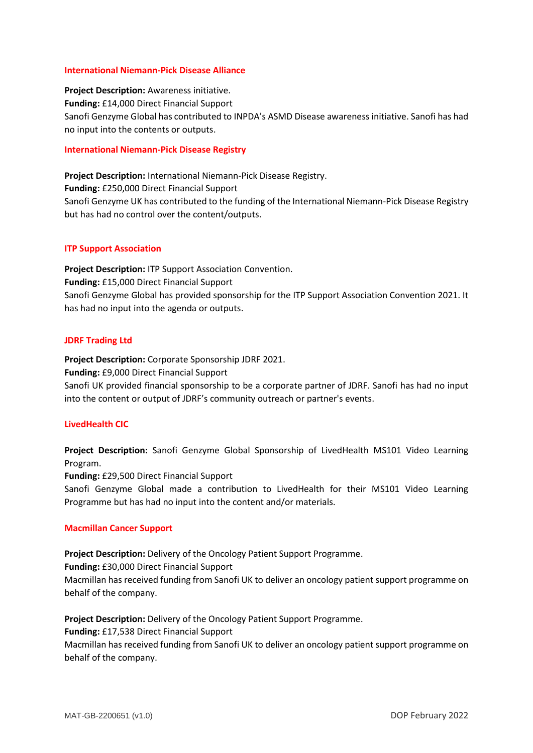### International Niemann-Pick Disease Alliance

**Project Description:** Awareness initiative.
**Funding:** £14,000 Direct Financial Support
Sanofi Genzyme Global has contributed to INPDA's ASMD Disease awareness initiative. Sanofi has had no input into the contents or outputs.

### International Niemann-Pick Disease Registry

**Project Description:** International Niemann-Pick Disease Registry.
**Funding:** £250,000 Direct Financial Support
Sanofi Genzyme UK has contributed to the funding of the International Niemann-Pick Disease Registry but has had no control over the content/outputs.

### ITP Support Association

**Project Description:** ITP Support Association Convention.
**Funding:** £15,000 Direct Financial Support
Sanofi Genzyme Global has provided sponsorship for the ITP Support Association Convention 2021. It has had no input into the agenda or outputs.

### JDRF Trading Ltd

**Project Description:** Corporate Sponsorship JDRF 2021.
**Funding:** £9,000 Direct Financial Support
Sanofi UK provided financial sponsorship to be a corporate partner of JDRF. Sanofi has had no input into the content or output of JDRF's community outreach or partner's events.

### LivedHealth CIC

**Project Description:** Sanofi Genzyme Global Sponsorship of LivedHealth MS101 Video Learning Program.
**Funding:** £29,500 Direct Financial Support
Sanofi Genzyme Global made a contribution to LivedHealth for their MS101 Video Learning Programme but has had no input into the content and/or materials.

### Macmillan Cancer Support

**Project Description:** Delivery of the Oncology Patient Support Programme.
**Funding:** £30,000 Direct Financial Support
Macmillan has received funding from Sanofi UK to deliver an oncology patient support programme on behalf of the company.

**Project Description:** Delivery of the Oncology Patient Support Programme.
**Funding:** £17,538 Direct Financial Support
Macmillan has received funding from Sanofi UK to deliver an oncology patient support programme on behalf of the company.

MAT-GB-2200651 (v1.0) DOP February 2022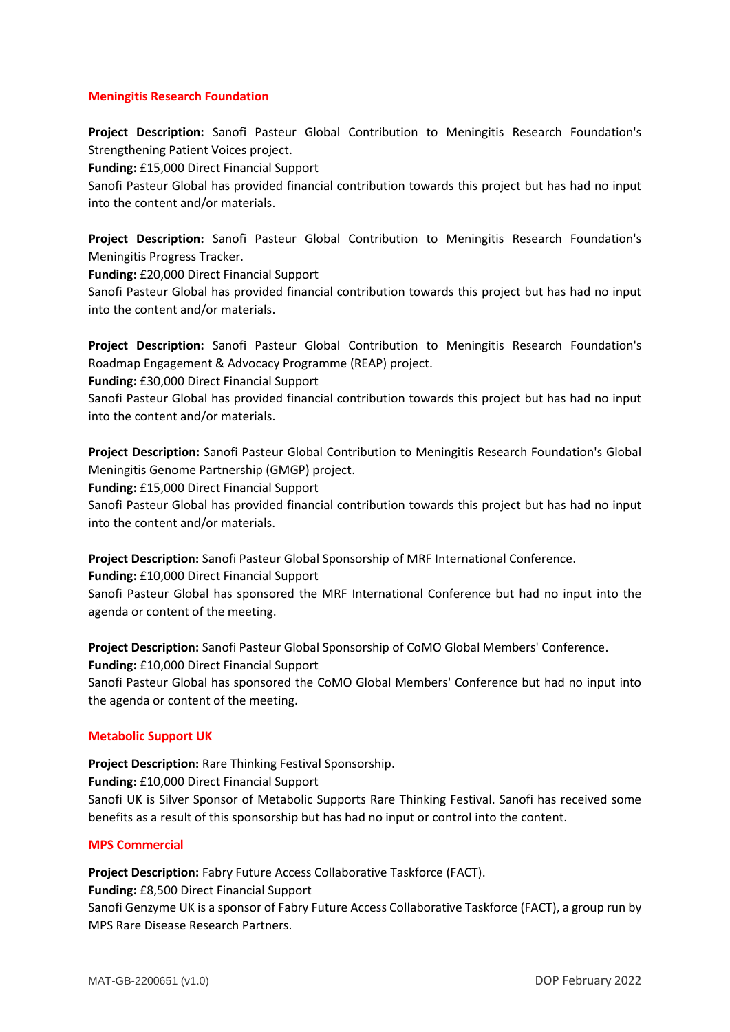## Meningitis Research Foundation

**Project Description:** Sanofi Pasteur Global Contribution to Meningitis Research Foundation's Strengthening Patient Voices project.
**Funding:** £15,000 Direct Financial Support
Sanofi Pasteur Global has provided financial contribution towards this project but has had no input into the content and/or materials.

**Project Description:** Sanofi Pasteur Global Contribution to Meningitis Research Foundation's Meningitis Progress Tracker.
**Funding:** £20,000 Direct Financial Support
Sanofi Pasteur Global has provided financial contribution towards this project but has had no input into the content and/or materials.

**Project Description:** Sanofi Pasteur Global Contribution to Meningitis Research Foundation's Roadmap Engagement & Advocacy Programme (REAP) project.
**Funding:** £30,000 Direct Financial Support
Sanofi Pasteur Global has provided financial contribution towards this project but has had no input into the content and/or materials.

**Project Description:** Sanofi Pasteur Global Contribution to Meningitis Research Foundation's Global Meningitis Genome Partnership (GMGP) project.
**Funding:** £15,000 Direct Financial Support
Sanofi Pasteur Global has provided financial contribution towards this project but has had no input into the content and/or materials.

**Project Description:** Sanofi Pasteur Global Sponsorship of MRF International Conference.
**Funding:** £10,000 Direct Financial Support
Sanofi Pasteur Global has sponsored the MRF International Conference but had no input into the agenda or content of the meeting.

**Project Description:** Sanofi Pasteur Global Sponsorship of CoMO Global Members' Conference.
**Funding:** £10,000 Direct Financial Support
Sanofi Pasteur Global has sponsored the CoMO Global Members' Conference but had no input into the agenda or content of the meeting.

## Metabolic Support UK

**Project Description:** Rare Thinking Festival Sponsorship.
**Funding:** £10,000 Direct Financial Support
Sanofi UK is Silver Sponsor of Metabolic Supports Rare Thinking Festival. Sanofi has received some benefits as a result of this sponsorship but has had no input or control into the content.

## MPS Commercial

**Project Description:** Fabry Future Access Collaborative Taskforce (FACT).
**Funding:** £8,500 Direct Financial Support
Sanofi Genzyme UK is a sponsor of Fabry Future Access Collaborative Taskforce (FACT), a group run by MPS Rare Disease Research Partners.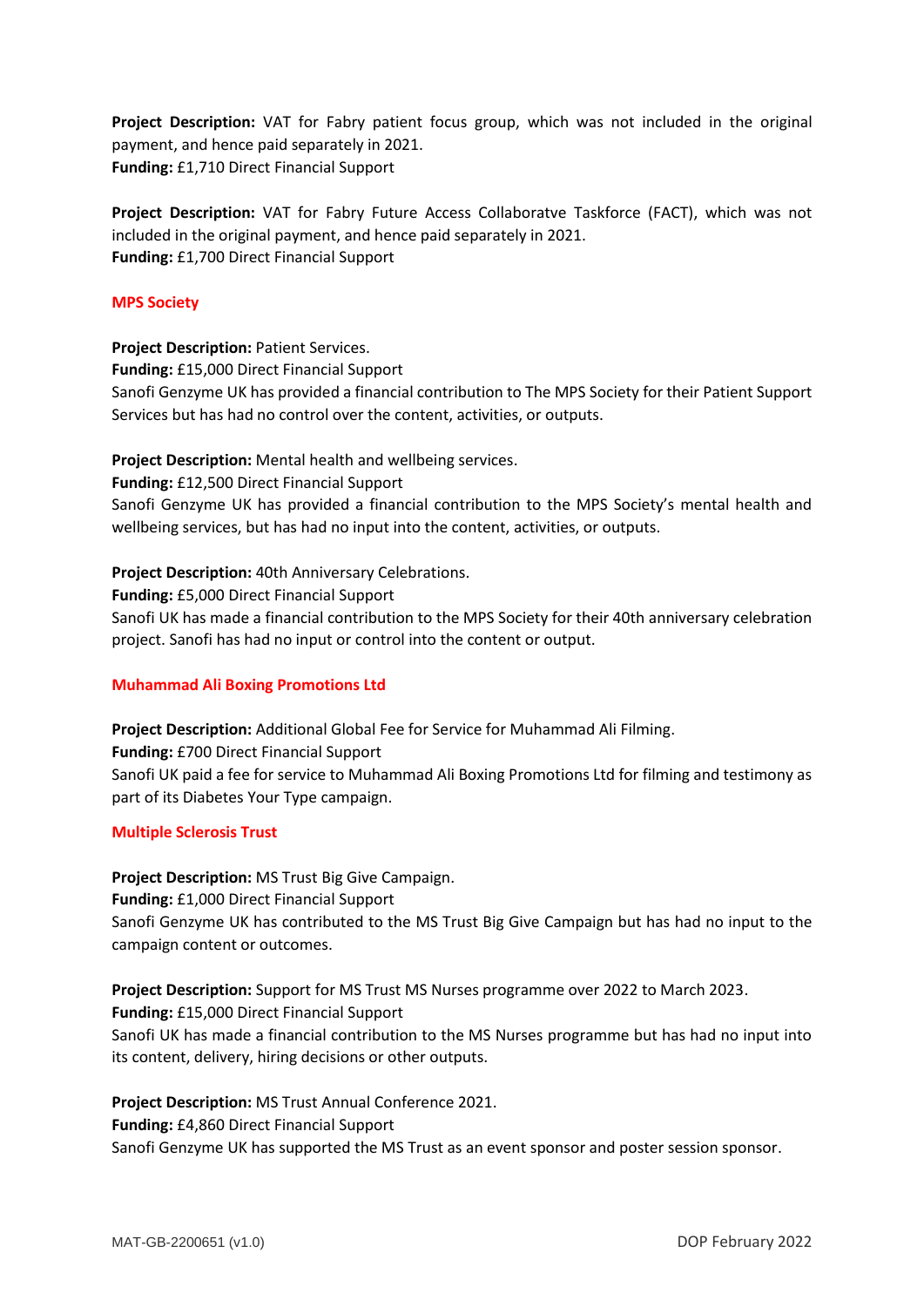**Project Description:** VAT for Fabry patient focus group, which was not included in the original payment, and hence paid separately in 2021.
**Funding:** £1,710 Direct Financial Support

**Project Description:** VAT for Fabry Future Access Collaboratve Taskforce (FACT), which was not included in the original payment, and hence paid separately in 2021.
**Funding:** £1,700 Direct Financial Support

### MPS Society

**Project Description:** Patient Services.
**Funding:** £15,000 Direct Financial Support
Sanofi Genzyme UK has provided a financial contribution to The MPS Society for their Patient Support Services but has had no control over the content, activities, or outputs.

**Project Description:** Mental health and wellbeing services.
**Funding:** £12,500 Direct Financial Support
Sanofi Genzyme UK has provided a financial contribution to the MPS Society's mental health and wellbeing services, but has had no input into the content, activities, or outputs.

**Project Description:** 40th Anniversary Celebrations.
**Funding:** £5,000 Direct Financial Support
Sanofi UK has made a financial contribution to the MPS Society for their 40th anniversary celebration project. Sanofi has had no input or control into the content or output.

### Muhammad Ali Boxing Promotions Ltd

**Project Description:** Additional Global Fee for Service for Muhammad Ali Filming.
**Funding:** £700 Direct Financial Support
Sanofi UK paid a fee for service to Muhammad Ali Boxing Promotions Ltd for filming and testimony as part of its Diabetes Your Type campaign.

### Multiple Sclerosis Trust

**Project Description:** MS Trust Big Give Campaign.
**Funding:** £1,000 Direct Financial Support
Sanofi Genzyme UK has contributed to the MS Trust Big Give Campaign but has had no input to the campaign content or outcomes.

**Project Description:** Support for MS Trust MS Nurses programme over 2022 to March 2023.
**Funding:** £15,000 Direct Financial Support
Sanofi UK has made a financial contribution to the MS Nurses programme but has had no input into its content, delivery, hiring decisions or other outputs.

**Project Description:** MS Trust Annual Conference 2021.
**Funding:** £4,860 Direct Financial Support
Sanofi Genzyme UK has supported the MS Trust as an event sponsor and poster session sponsor.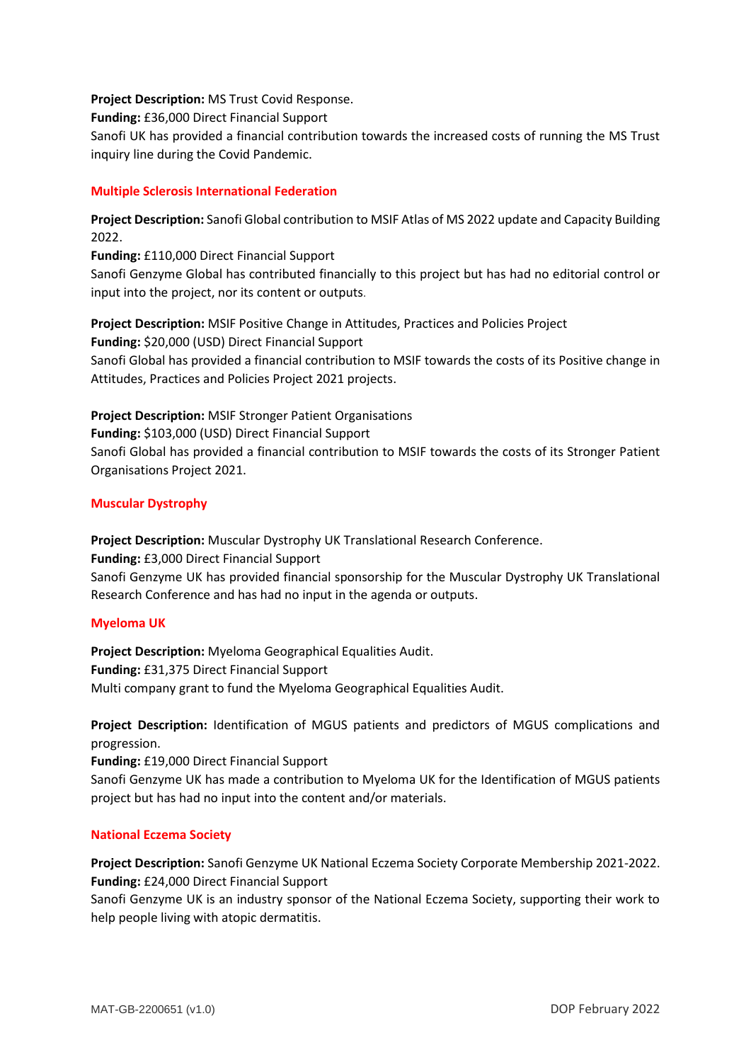**Project Description:** MS Trust Covid Response.
**Funding:** £36,000 Direct Financial Support
Sanofi UK has provided a financial contribution towards the increased costs of running the MS Trust inquiry line during the Covid Pandemic.

### Multiple Sclerosis International Federation

**Project Description:** Sanofi Global contribution to MSIF Atlas of MS 2022 update and Capacity Building 2022.
**Funding:** £110,000 Direct Financial Support
Sanofi Genzyme Global has contributed financially to this project but has had no editorial control or input into the project, nor its content or outputs.

**Project Description:** MSIF Positive Change in Attitudes, Practices and Policies Project
**Funding:** $20,000 (USD) Direct Financial Support
Sanofi Global has provided a financial contribution to MSIF towards the costs of its Positive change in Attitudes, Practices and Policies Project 2021 projects.

**Project Description:** MSIF Stronger Patient Organisations
**Funding:** $103,000 (USD) Direct Financial Support
Sanofi Global has provided a financial contribution to MSIF towards the costs of its Stronger Patient Organisations Project 2021.

### Muscular Dystrophy

**Project Description:** Muscular Dystrophy UK Translational Research Conference.
**Funding:** £3,000 Direct Financial Support
Sanofi Genzyme UK has provided financial sponsorship for the Muscular Dystrophy UK Translational Research Conference and has had no input in the agenda or outputs.

### Myeloma UK

**Project Description:** Myeloma Geographical Equalities Audit.
**Funding:** £31,375 Direct Financial Support
Multi company grant to fund the Myeloma Geographical Equalities Audit.

**Project Description:** Identification of MGUS patients and predictors of MGUS complications and progression.
**Funding:** £19,000 Direct Financial Support
Sanofi Genzyme UK has made a contribution to Myeloma UK for the Identification of MGUS patients project but has had no input into the content and/or materials.

### National Eczema Society

**Project Description:** Sanofi Genzyme UK National Eczema Society Corporate Membership 2021-2022.
**Funding:** £24,000 Direct Financial Support
Sanofi Genzyme UK is an industry sponsor of the National Eczema Society, supporting their work to help people living with atopic dermatitis.

MAT-GB-2200651 (v1.0) DOP February 2022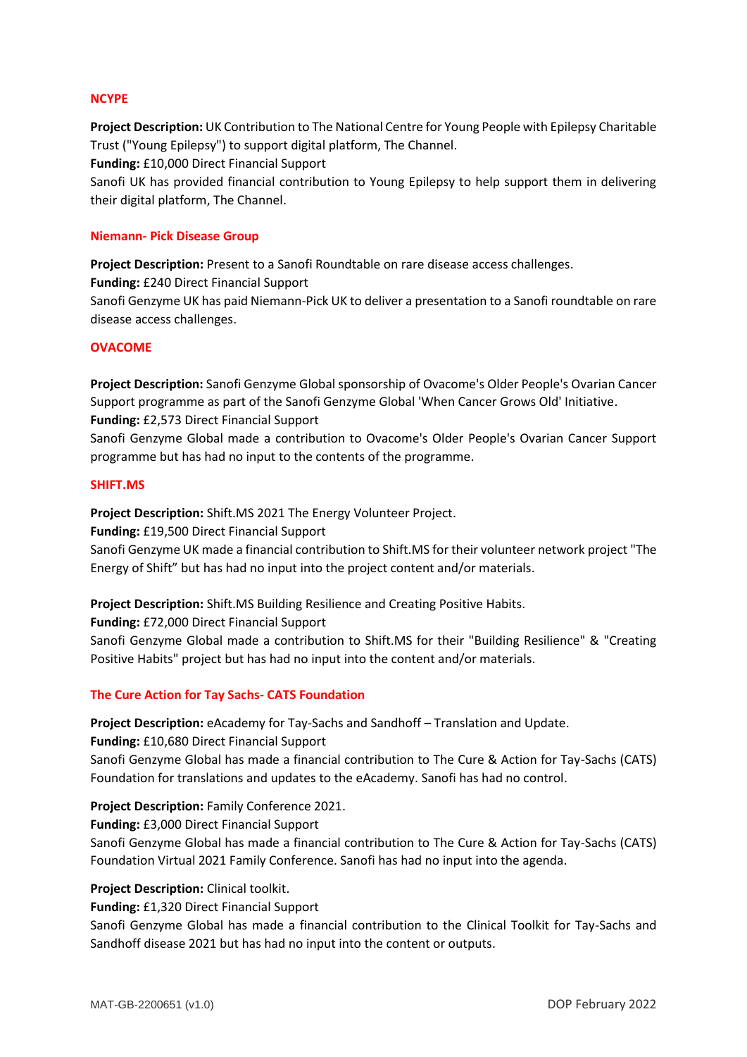### NCYPE

**Project Description:** UK Contribution to The National Centre for Young People with Epilepsy Charitable Trust ("Young Epilepsy") to support digital platform, The Channel.
**Funding:** £10,000 Direct Financial Support
Sanofi UK has provided financial contribution to Young Epilepsy to help support them in delivering their digital platform, The Channel.

### Niemann- Pick Disease Group

**Project Description:** Present to a Sanofi Roundtable on rare disease access challenges.
**Funding:** £240 Direct Financial Support
Sanofi Genzyme UK has paid Niemann-Pick UK to deliver a presentation to a Sanofi roundtable on rare disease access challenges.

### OVACOME

**Project Description:** Sanofi Genzyme Global sponsorship of Ovacome's Older People's Ovarian Cancer Support programme as part of the Sanofi Genzyme Global 'When Cancer Grows Old' Initiative.
**Funding:** £2,573 Direct Financial Support
Sanofi Genzyme Global made a contribution to Ovacome's Older People's Ovarian Cancer Support programme but has had no input to the contents of the programme.

### SHIFT.MS

**Project Description:** Shift.MS 2021 The Energy Volunteer Project.
**Funding:** £19,500 Direct Financial Support
Sanofi Genzyme UK made a financial contribution to Shift.MS for their volunteer network project "The Energy of Shift" but has had no input into the project content and/or materials.

**Project Description:** Shift.MS Building Resilience and Creating Positive Habits.
**Funding:** £72,000 Direct Financial Support
Sanofi Genzyme Global made a contribution to Shift.MS for their "Building Resilience" & "Creating Positive Habits" project but has had no input into the content and/or materials.

### The Cure Action for Tay Sachs- CATS Foundation

**Project Description:** eAcademy for Tay-Sachs and Sandhoff – Translation and Update.
**Funding:** £10,680 Direct Financial Support
Sanofi Genzyme Global has made a financial contribution to The Cure & Action for Tay-Sachs (CATS) Foundation for translations and updates to the eAcademy. Sanofi has had no control.

**Project Description:** Family Conference 2021.
**Funding:** £3,000 Direct Financial Support
Sanofi Genzyme Global has made a financial contribution to The Cure & Action for Tay-Sachs (CATS) Foundation Virtual 2021 Family Conference. Sanofi has had no input into the agenda.

**Project Description:** Clinical toolkit.
**Funding:** £1,320 Direct Financial Support
Sanofi Genzyme Global has made a financial contribution to the Clinical Toolkit for Tay-Sachs and Sandhoff disease 2021 but has had no input into the content or outputs.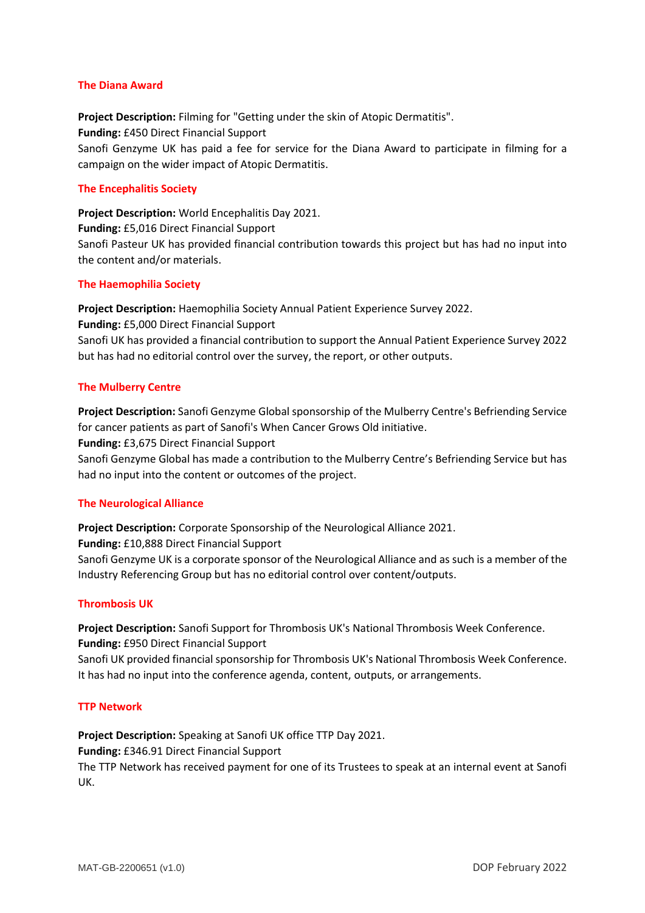### The Diana Award

**Project Description:** Filming for "Getting under the skin of Atopic Dermatitis".
**Funding:** £450 Direct Financial Support
Sanofi Genzyme UK has paid a fee for service for the Diana Award to participate in filming for a campaign on the wider impact of Atopic Dermatitis.

### The Encephalitis Society

**Project Description:** World Encephalitis Day 2021.
**Funding:** £5,016 Direct Financial Support
Sanofi Pasteur UK has provided financial contribution towards this project but has had no input into the content and/or materials.

### The Haemophilia Society

**Project Description:** Haemophilia Society Annual Patient Experience Survey 2022.
**Funding:** £5,000 Direct Financial Support
Sanofi UK has provided a financial contribution to support the Annual Patient Experience Survey 2022 but has had no editorial control over the survey, the report, or other outputs.

### The Mulberry Centre

**Project Description:** Sanofi Genzyme Global sponsorship of the Mulberry Centre's Befriending Service for cancer patients as part of Sanofi's When Cancer Grows Old initiative.
**Funding:** £3,675 Direct Financial Support
Sanofi Genzyme Global has made a contribution to the Mulberry Centre's Befriending Service but has had no input into the content or outcomes of the project.

### The Neurological Alliance

**Project Description:** Corporate Sponsorship of the Neurological Alliance 2021.
**Funding:** £10,888 Direct Financial Support
Sanofi Genzyme UK is a corporate sponsor of the Neurological Alliance and as such is a member of the Industry Referencing Group but has no editorial control over content/outputs.

### Thrombosis UK

**Project Description:** Sanofi Support for Thrombosis UK's National Thrombosis Week Conference.
**Funding:** £950 Direct Financial Support
Sanofi UK provided financial sponsorship for Thrombosis UK's National Thrombosis Week Conference. It has had no input into the conference agenda, content, outputs, or arrangements.

### TTP Network

**Project Description:** Speaking at Sanofi UK office TTP Day 2021.
**Funding:** £346.91 Direct Financial Support
The TTP Network has received payment for one of its Trustees to speak at an internal event at Sanofi UK.

MAT-GB-2200651 (v1.0) DOP February 2022